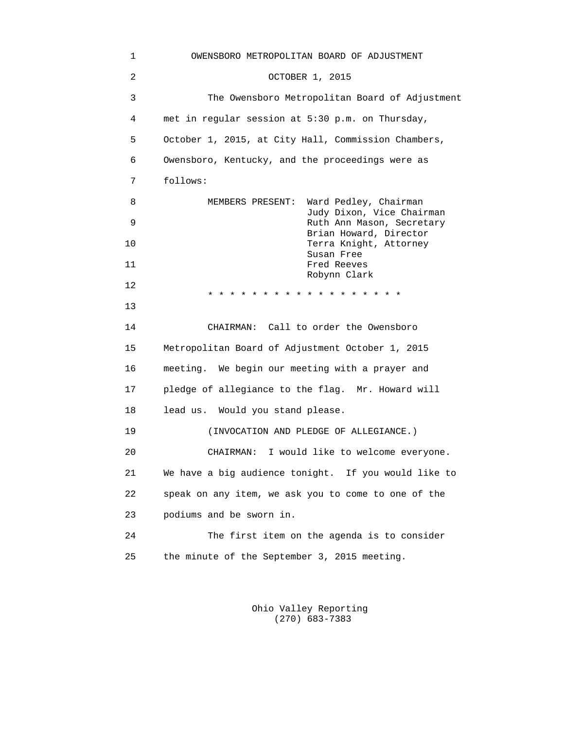# OWENSBORO METROPOLITAN BOARD OF ADJUSTMENT

## OCTOBER 1, 2015

The Owensboro Metropolitan Board of Adjustment met in regular session at 5:30 p.m. on Thursday, October 1, 2015, at City Hall, Commission Chambers, Owensboro, Kentucky, and the proceedings were as follows:

MEMBERS PRESENT:
- Ward Pedley, Chairman
- Judy Dixon, Vice Chairman
- Ruth Ann Mason, Secretary
- Brian Howard, Director
- Terra Knight, Attorney
- Susan Free
- Fred Reeves
- Robynn Clark

* * * * * * * * * * * * * * * * * * *

CHAIRMAN: Call to order the Owensboro Metropolitan Board of Adjustment October 1, 2015 meeting. We begin our meeting with a prayer and pledge of allegiance to the flag. Mr. Howard will lead us. Would you stand please.

(INVOCATION AND PLEDGE OF ALLEGIANCE.)

CHAIRMAN: I would like to welcome everyone. We have a big audience tonight. If you would like to speak on any item, we ask you to come to one of the podiums and be sworn in.

The first item on the agenda is to consider the minute of the September 3, 2015 meeting.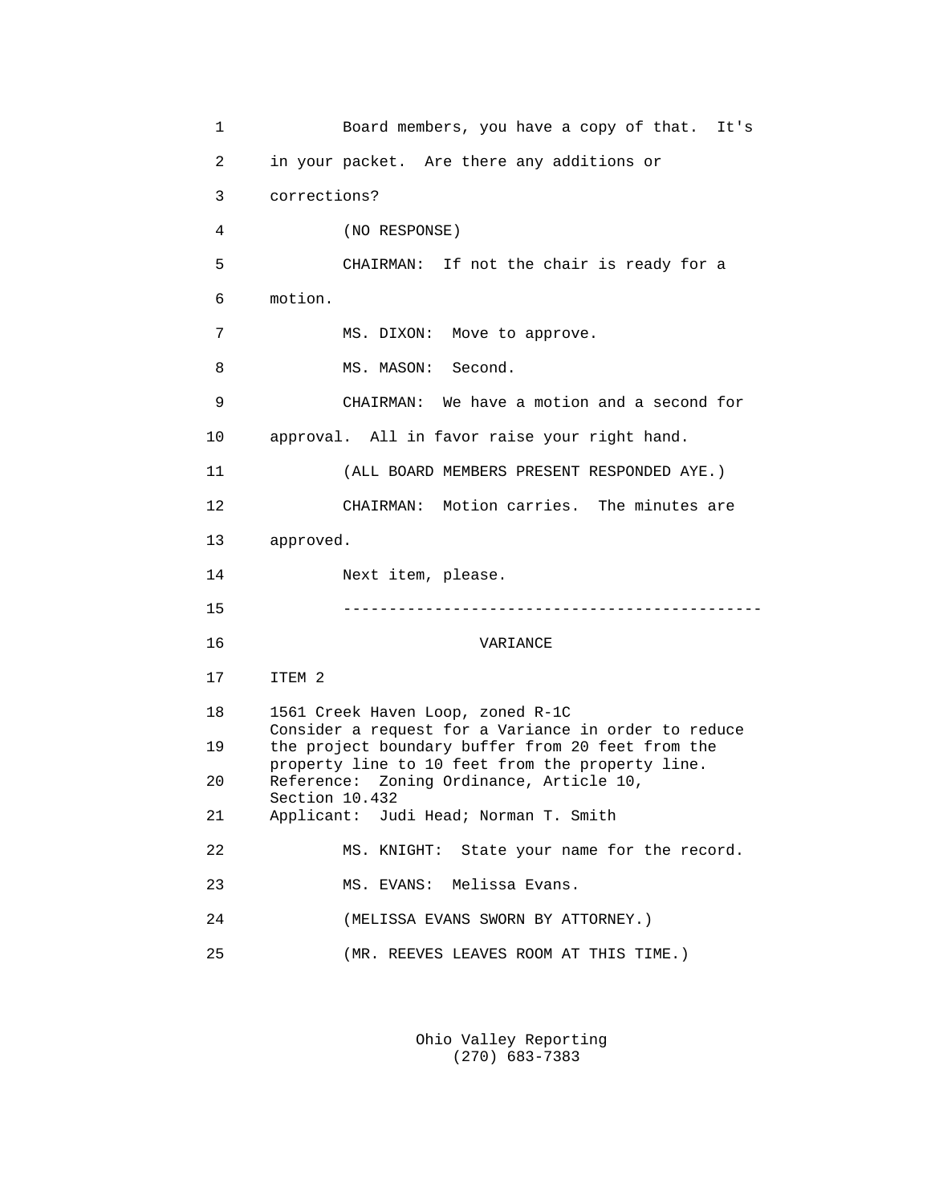Board members, you have a copy of that. It's in your packet. Are there any additions or corrections?

(NO RESPONSE)

CHAIRMAN: If not the chair is ready for a motion.

MS. DIXON: Move to approve.

MS. MASON: Second.

CHAIRMAN: We have a motion and a second for approval. All in favor raise your right hand.

(ALL BOARD MEMBERS PRESENT RESPONDED AYE.)

CHAIRMAN: Motion carries. The minutes are approved.

Next item, please.

---

VARIANCE

ITEM 2

1561 Creek Haven Loop, zoned R-1C
Consider a request for a Variance in order to reduce the project boundary buffer from 20 feet from the property line to 10 feet from the property line.
Reference: Zoning Ordinance, Article 10, Section 10.432
Applicant: Judi Head; Norman T. Smith

MS. KNIGHT: State your name for the record.

MS. EVANS: Melissa Evans.

(MELISSA EVANS SWORN BY ATTORNEY.)

(MR. REEVES LEAVES ROOM AT THIS TIME.)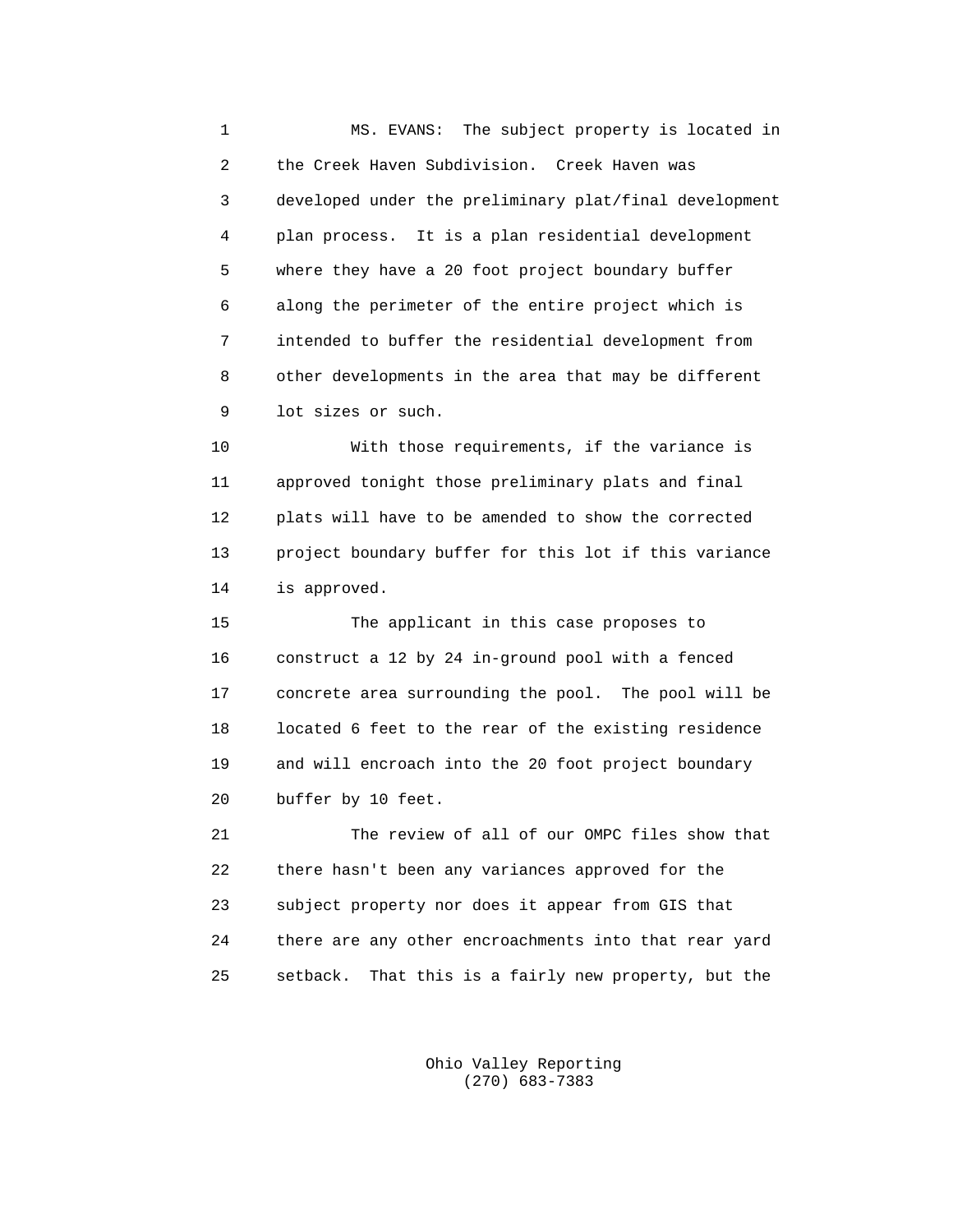MS. EVANS: The subject property is located in the Creek Haven Subdivision. Creek Haven was developed under the preliminary plat/final development plan process. It is a plan residential development where they have a 20 foot project boundary buffer along the perimeter of the entire project which is intended to buffer the residential development from other developments in the area that may be different lot sizes or such.

With those requirements, if the variance is approved tonight those preliminary plats and final plats will have to be amended to show the corrected project boundary buffer for this lot if this variance is approved.

The applicant in this case proposes to construct a 12 by 24 in-ground pool with a fenced concrete area surrounding the pool. The pool will be located 6 feet to the rear of the existing residence and will encroach into the 20 foot project boundary buffer by 10 feet.

The review of all of our OMPC files show that there hasn't been any variances approved for the subject property nor does it appear from GIS that there are any other encroachments into that rear yard setback. That this is a fairly new property, but the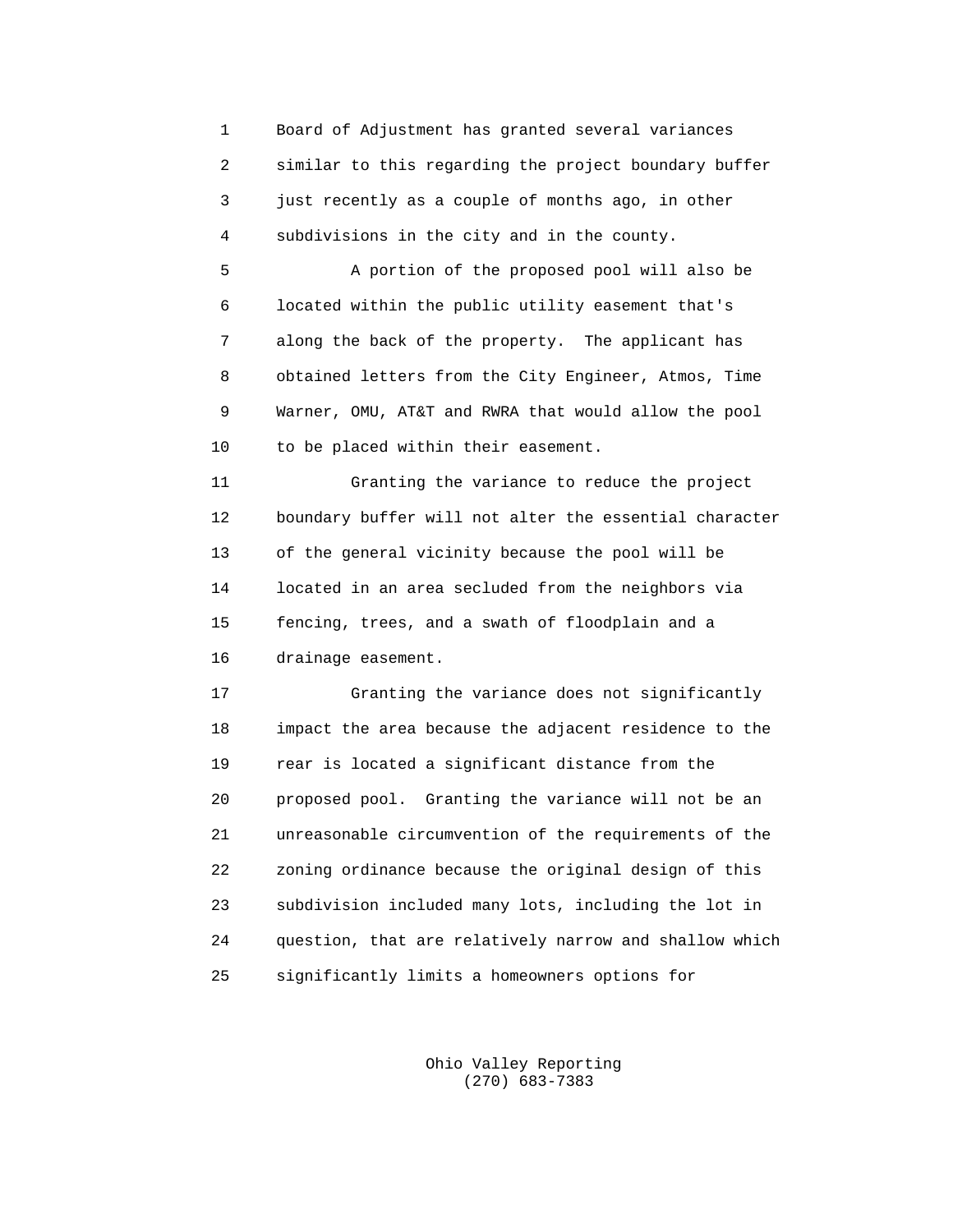Board of Adjustment has granted several variances similar to this regarding the project boundary buffer just recently as a couple of months ago, in other subdivisions in the city and in the county.

A portion of the proposed pool will also be located within the public utility easement that's along the back of the property. The applicant has obtained letters from the City Engineer, Atmos, Time Warner, OMU, AT&T and RWRA that would allow the pool to be placed within their easement.

Granting the variance to reduce the project boundary buffer will not alter the essential character of the general vicinity because the pool will be located in an area secluded from the neighbors via fencing, trees, and a swath of floodplain and a drainage easement.

Granting the variance does not significantly impact the area because the adjacent residence to the rear is located a significant distance from the proposed pool. Granting the variance will not be an unreasonable circumvention of the requirements of the zoning ordinance because the original design of this subdivision included many lots, including the lot in question, that are relatively narrow and shallow which significantly limits a homeowners options for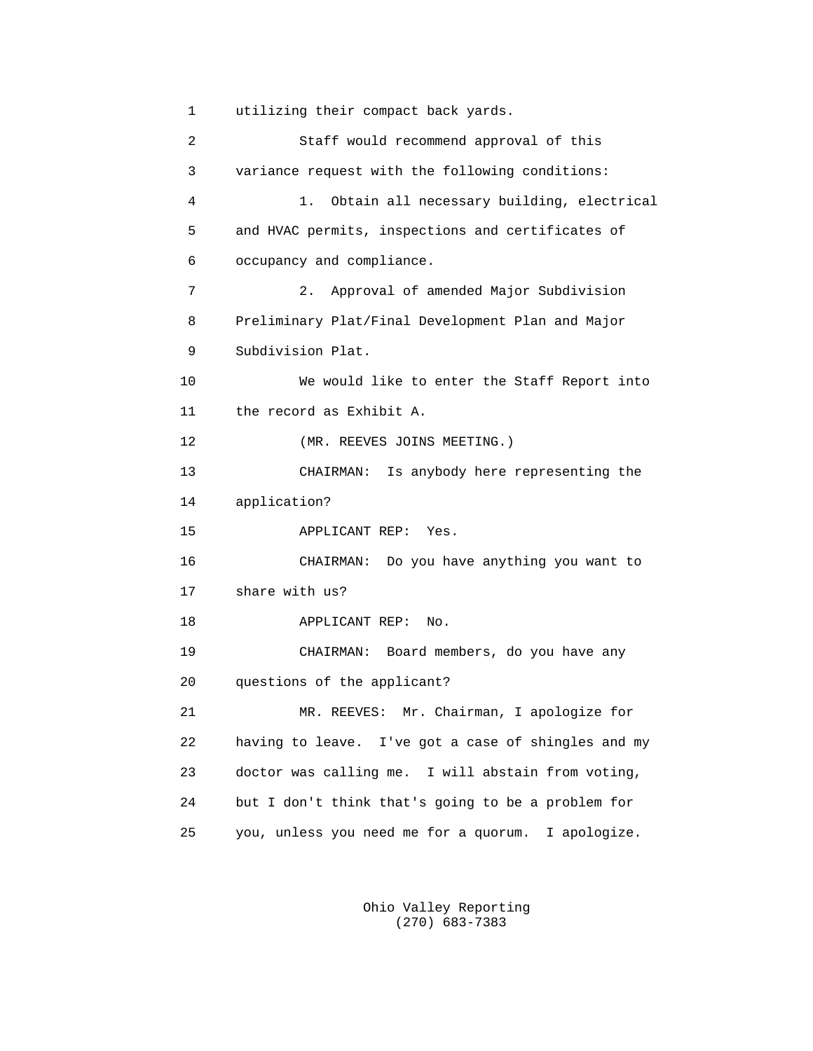utilizing their compact back yards.

Staff would recommend approval of this variance request with the following conditions:

1. Obtain all necessary building, electrical and HVAC permits, inspections and certificates of occupancy and compliance.

2. Approval of amended Major Subdivision Preliminary Plat/Final Development Plan and Major Subdivision Plat.

We would like to enter the Staff Report into the record as Exhibit A.

(MR. REEVES JOINS MEETING.)

CHAIRMAN: Is anybody here representing the application?

APPLICANT REP: Yes.

CHAIRMAN: Do you have anything you want to share with us?

APPLICANT REP: No.

CHAIRMAN: Board members, do you have any questions of the applicant?

MR. REEVES: Mr. Chairman, I apologize for having to leave. I've got a case of shingles and my doctor was calling me. I will abstain from voting, but I don't think that's going to be a problem for you, unless you need me for a quorum. I apologize.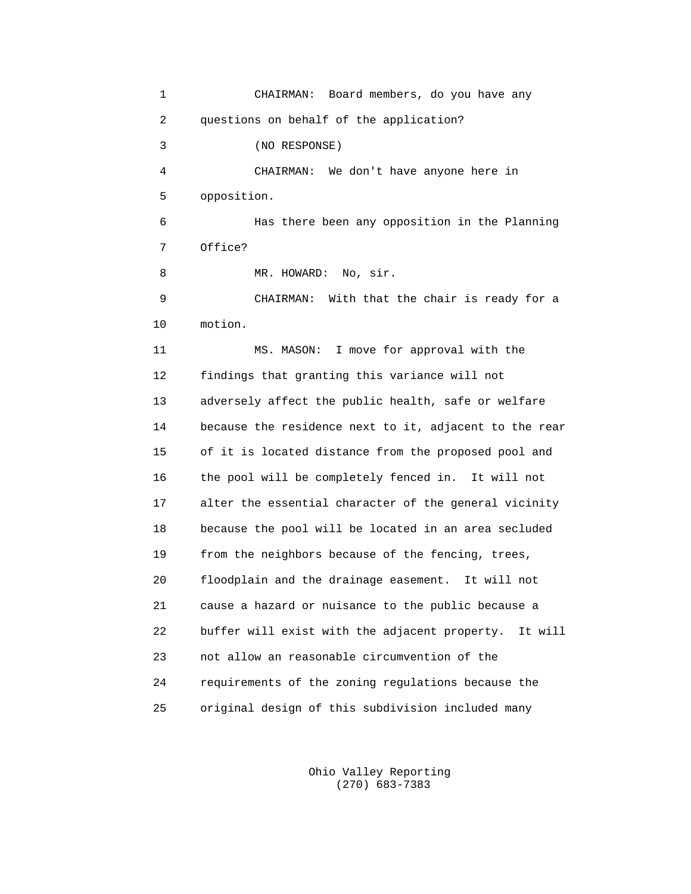1 CHAIRMAN: Board members, do you have any
2 questions on behalf of the application?
3 (NO RESPONSE)
4 CHAIRMAN: We don't have anyone here in
5 opposition.
6 Has there been any opposition in the Planning
7 Office?
8 MR. HOWARD: No, sir.
9 CHAIRMAN: With that the chair is ready for a
10 motion.
11 MS. MASON: I move for approval with the
12 findings that granting this variance will not
13 adversely affect the public health, safe or welfare
14 because the residence next to it, adjacent to the rear
15 of it is located distance from the proposed pool and
16 the pool will be completely fenced in. It will not
17 alter the essential character of the general vicinity
18 because the pool will be located in an area secluded
19 from the neighbors because of the fencing, trees,
20 floodplain and the drainage easement. It will not
21 cause a hazard or nuisance to the public because a
22 buffer will exist with the adjacent property. It will
23 not allow an reasonable circumvention of the
24 requirements of the zoning regulations because the
25 original design of this subdivision included many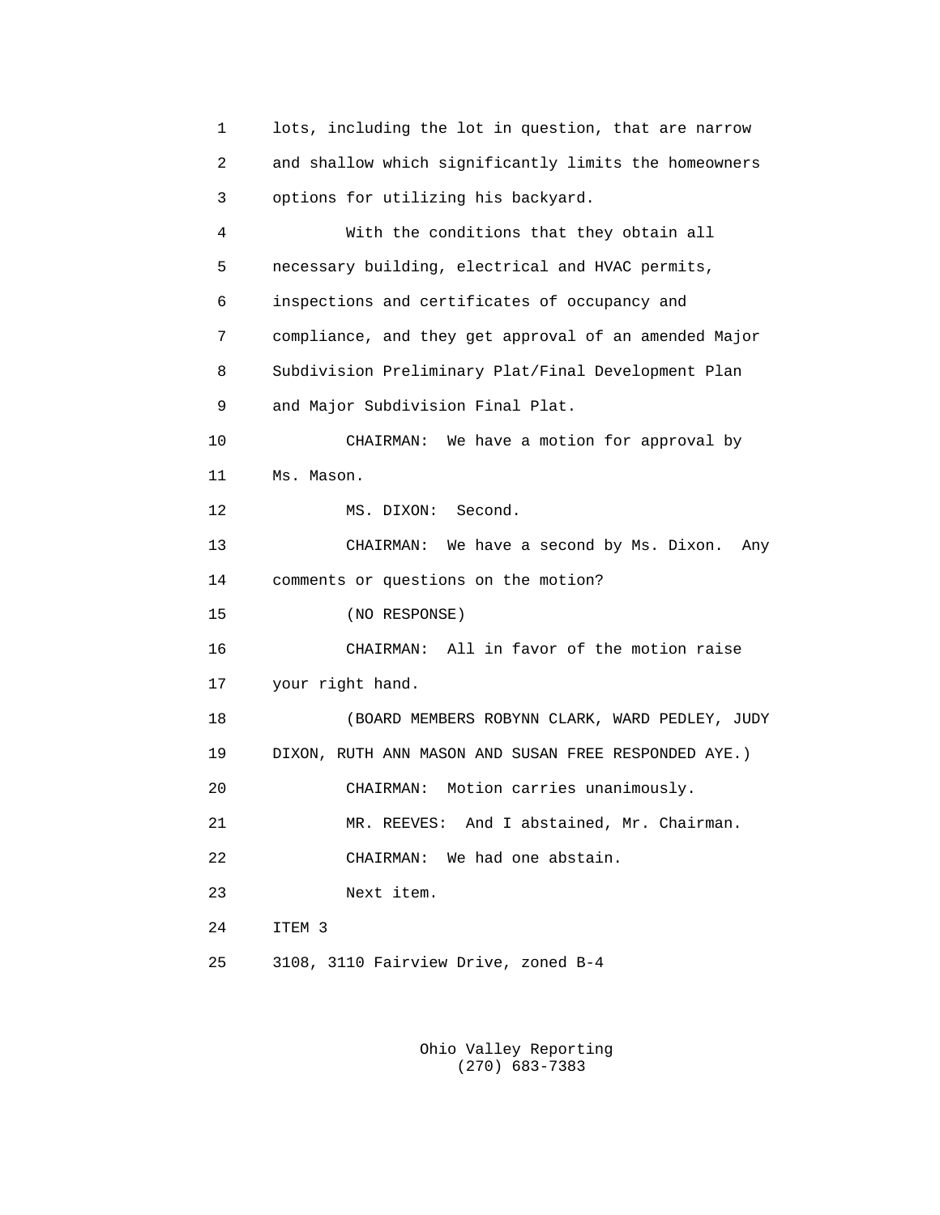lots, including the lot in question, that are narrow and shallow which significantly limits the homeowners options for utilizing his backyard.

With the conditions that they obtain all necessary building, electrical and HVAC permits, inspections and certificates of occupancy and compliance, and they get approval of an amended Major Subdivision Preliminary Plat/Final Development Plan and Major Subdivision Final Plat.

CHAIRMAN: We have a motion for approval by Ms. Mason.

MS. DIXON: Second.

CHAIRMAN: We have a second by Ms. Dixon. Any comments or questions on the motion?

(NO RESPONSE)

CHAIRMAN: All in favor of the motion raise your right hand.

(BOARD MEMBERS ROBYNN CLARK, WARD PEDLEY, JUDY DIXON, RUTH ANN MASON AND SUSAN FREE RESPONDED AYE.)

CHAIRMAN: Motion carries unanimously.

MR. REEVES: And I abstained, Mr. Chairman.

CHAIRMAN: We had one abstain.

Next item.

ITEM 3

3108, 3110 Fairview Drive, zoned B-4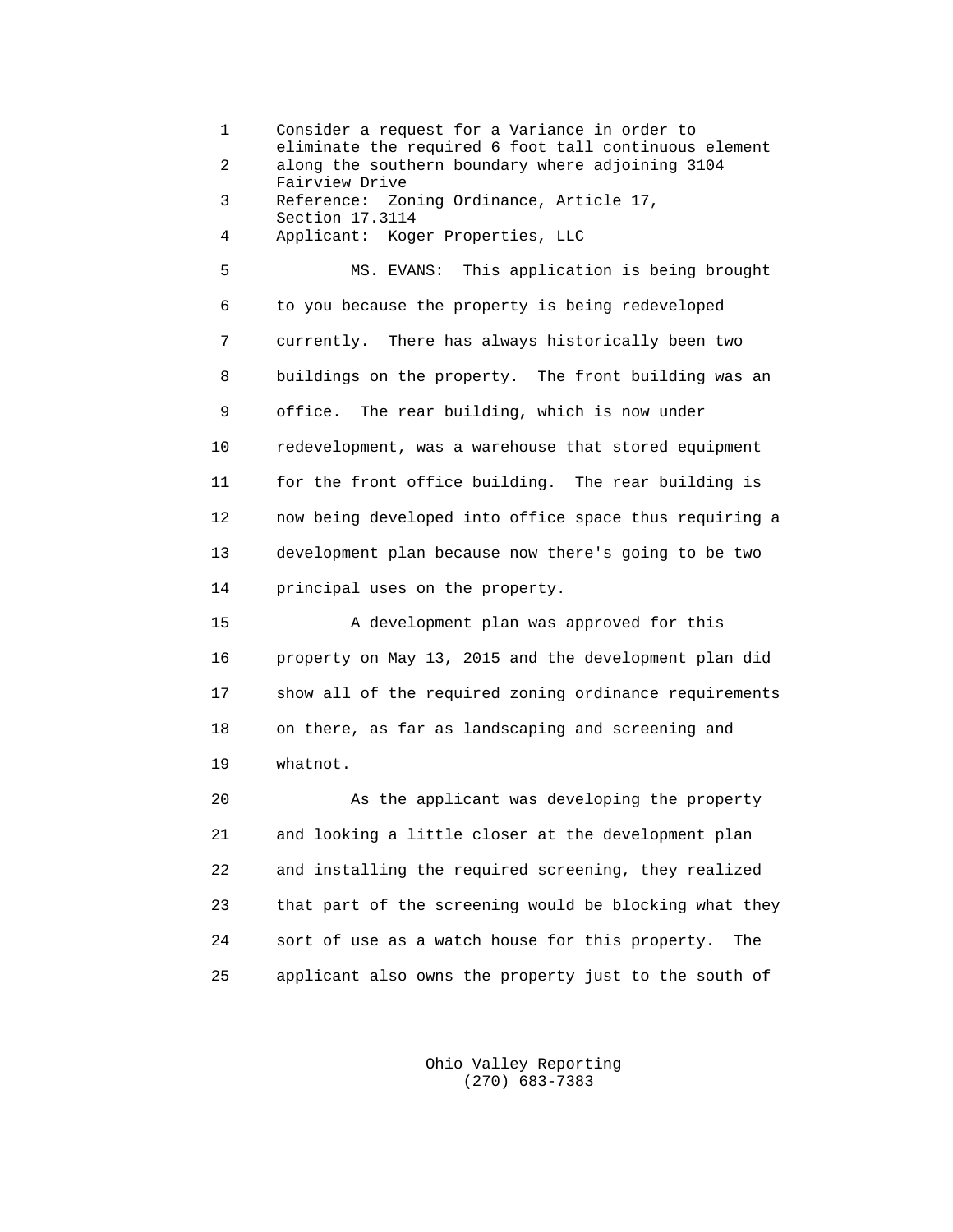Consider a request for a Variance in order to eliminate the required 6 foot tall continuous element along the southern boundary where adjoining 3104 Fairview Drive

Reference: Zoning Ordinance, Article 17, Section 17.3114

Applicant: Koger Properties, LLC

MS. EVANS: This application is being brought to you because the property is being redeveloped currently. There has always historically been two buildings on the property. The front building was an office. The rear building, which is now under redevelopment, was a warehouse that stored equipment for the front office building. The rear building is now being developed into office space thus requiring a development plan because now there's going to be two principal uses on the property.

A development plan was approved for this property on May 13, 2015 and the development plan did show all of the required zoning ordinance requirements on there, as far as landscaping and screening and whatnot.

As the applicant was developing the property and looking a little closer at the development plan and installing the required screening, they realized that part of the screening would be blocking what they sort of use as a watch house for this property. The applicant also owns the property just to the south of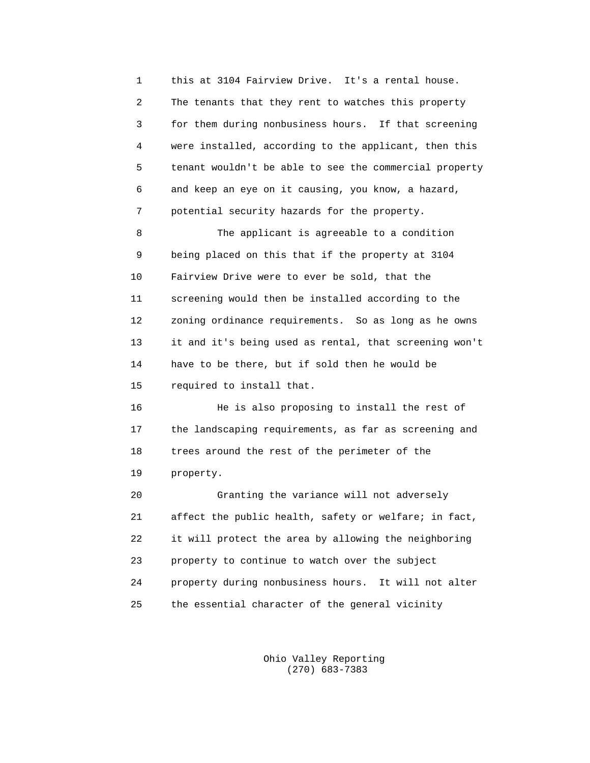this at 3104 Fairview Drive. It's a rental house. The tenants that they rent to watches this property for them during nonbusiness hours. If that screening were installed, according to the applicant, then this tenant wouldn't be able to see the commercial property and keep an eye on it causing, you know, a hazard, potential security hazards for the property.

The applicant is agreeable to a condition being placed on this that if the property at 3104 Fairview Drive were to ever be sold, that the screening would then be installed according to the zoning ordinance requirements. So as long as he owns it and it's being used as rental, that screening won't have to be there, but if sold then he would be required to install that.

He is also proposing to install the rest of the landscaping requirements, as far as screening and trees around the rest of the perimeter of the property.

Granting the variance will not adversely affect the public health, safety or welfare; in fact, it will protect the area by allowing the neighboring property to continue to watch over the subject property during nonbusiness hours. It will not alter the essential character of the general vicinity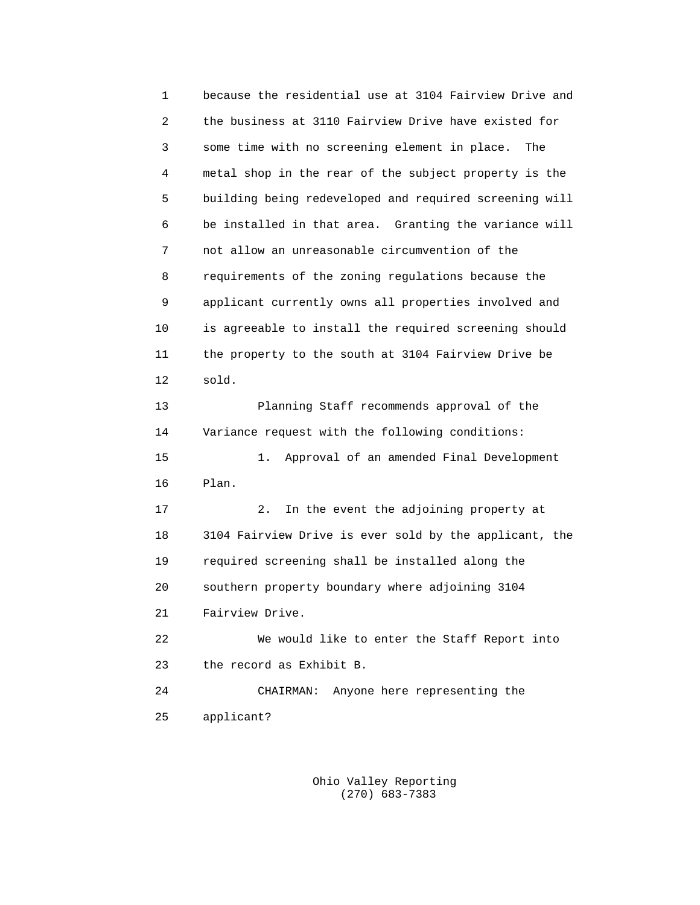because the residential use at 3104 Fairview Drive and the business at 3110 Fairview Drive have existed for some time with no screening element in place. The metal shop in the rear of the subject property is the building being redeveloped and required screening will be installed in that area. Granting the variance will not allow an unreasonable circumvention of the requirements of the zoning regulations because the applicant currently owns all properties involved and is agreeable to install the required screening should the property to the south at 3104 Fairview Drive be sold.

Planning Staff recommends approval of the Variance request with the following conditions:

1. Approval of an amended Final Development Plan.

2. In the event the adjoining property at 3104 Fairview Drive is ever sold by the applicant, the required screening shall be installed along the southern property boundary where adjoining 3104 Fairview Drive.

We would like to enter the Staff Report into the record as Exhibit B.

CHAIRMAN: Anyone here representing the applicant?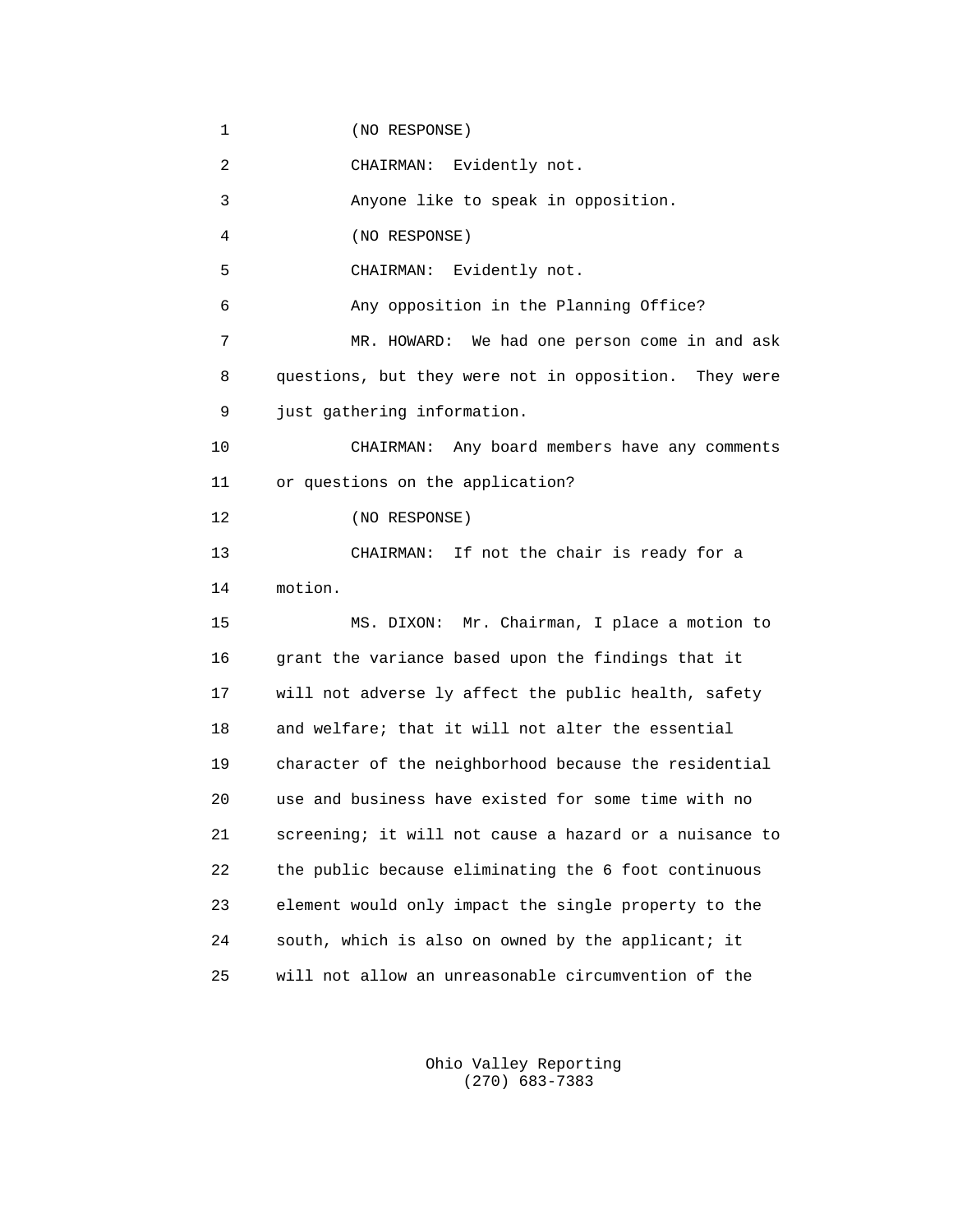1 (NO RESPONSE)

2 CHAIRMAN: Evidently not.

3 Anyone like to speak in opposition.

4 (NO RESPONSE)

5 CHAIRMAN: Evidently not.

6 Any opposition in the Planning Office?

7 MR. HOWARD: We had one person come in and ask

8 questions, but they were not in opposition. They were

9 just gathering information.

10 CHAIRMAN: Any board members have any comments

11 or questions on the application?

12 (NO RESPONSE)

13 CHAIRMAN: If not the chair is ready for a

14 motion.

15 MS. DIXON: Mr. Chairman, I place a motion to

16 grant the variance based upon the findings that it

17 will not adverse ly affect the public health, safety

18 and welfare; that it will not alter the essential

19 character of the neighborhood because the residential

20 use and business have existed for some time with no

21 screening; it will not cause a hazard or a nuisance to

22 the public because eliminating the 6 foot continuous

23 element would only impact the single property to the

24 south, which is also on owned by the applicant; it

25 will not allow an unreasonable circumvention of the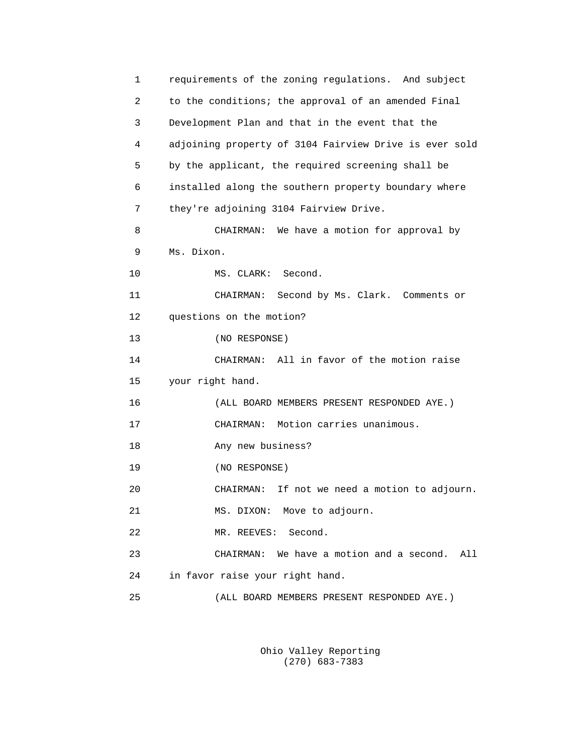requirements of the zoning regulations. And subject to the conditions; the approval of an amended Final Development Plan and that in the event that the adjoining property of 3104 Fairview Drive is ever sold by the applicant, the required screening shall be installed along the southern property boundary where they're adjoining 3104 Fairview Drive.

CHAIRMAN: We have a motion for approval by Ms. Dixon.

MS. CLARK: Second.

CHAIRMAN: Second by Ms. Clark. Comments or questions on the motion?

(NO RESPONSE)

CHAIRMAN: All in favor of the motion raise your right hand.

(ALL BOARD MEMBERS PRESENT RESPONDED AYE.)

CHAIRMAN: Motion carries unanimous.

Any new business?

(NO RESPONSE)

CHAIRMAN: If not we need a motion to adjourn.

MS. DIXON: Move to adjourn.

MR. REEVES: Second.

CHAIRMAN: We have a motion and a second. All in favor raise your right hand.

(ALL BOARD MEMBERS PRESENT RESPONDED AYE.)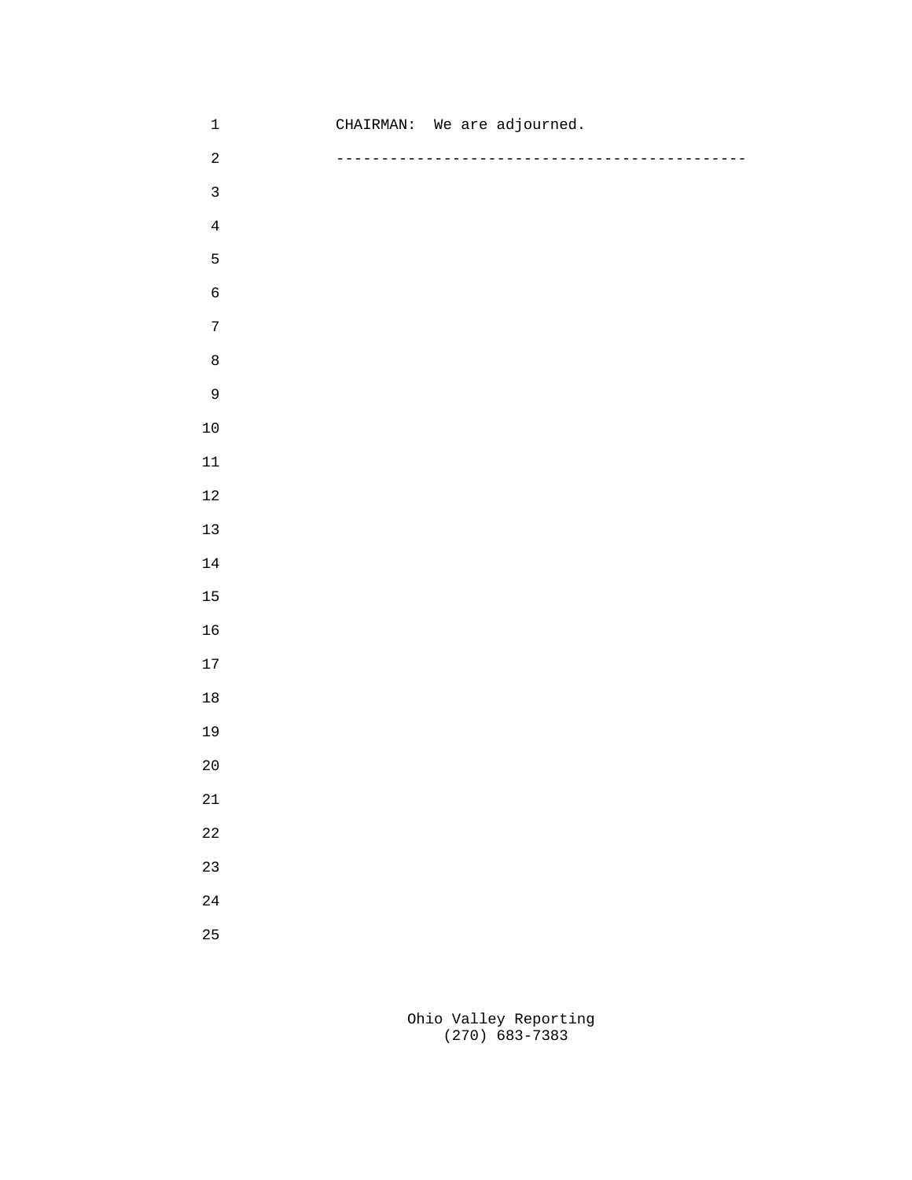CHAIRMAN: We are adjourned.

---------------------------------------------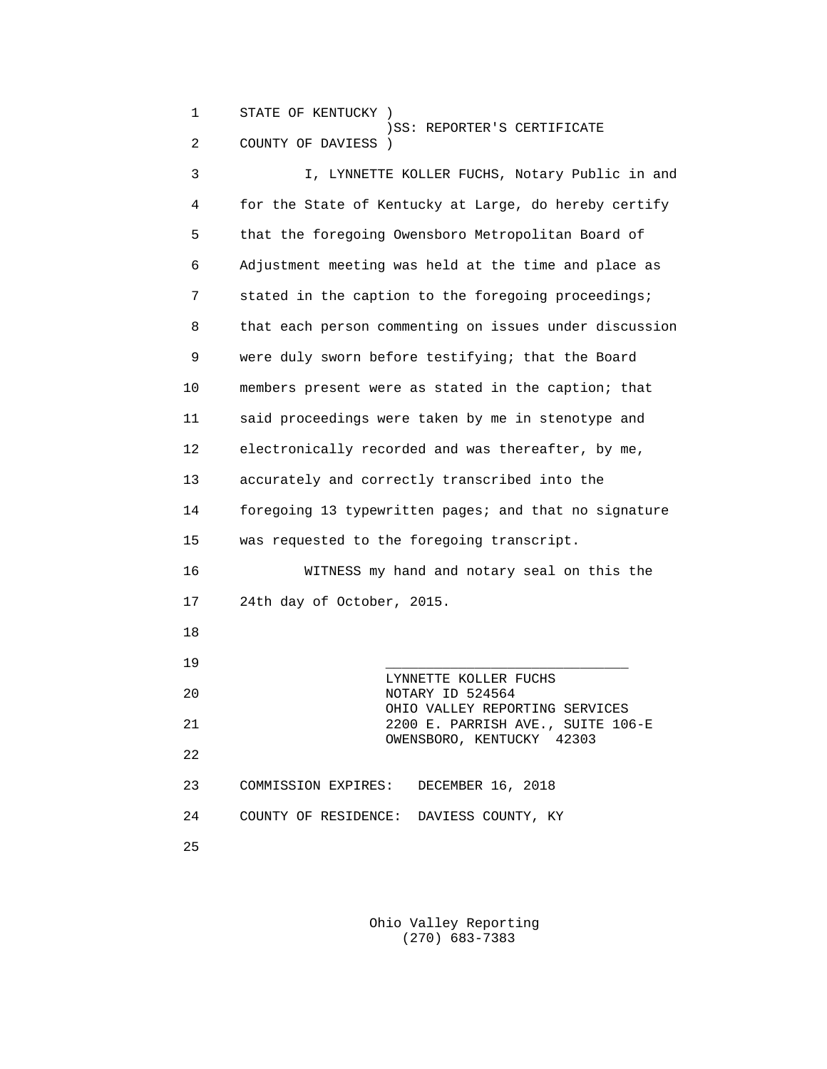STATE OF KENTUCKY )
)SS: REPORTER'S CERTIFICATE
COUNTY OF DAVIESS )

I, LYNNETTE KOLLER FUCHS, Notary Public in and for the State of Kentucky at Large, do hereby certify that the foregoing Owensboro Metropolitan Board of Adjustment meeting was held at the time and place as stated in the caption to the foregoing proceedings; that each person commenting on issues under discussion were duly sworn before testifying; that the Board members present were as stated in the caption; that said proceedings were taken by me in stenotype and electronically recorded and was thereafter, by me, accurately and correctly transcribed into the foregoing 13 typewritten pages; and that no signature was requested to the foregoing transcript.

WITNESS my hand and notary seal on this the 24th day of October, 2015.

______________________________
LYNNETTE KOLLER FUCHS
NOTARY ID 524564
OHIO VALLEY REPORTING SERVICES
2200 E. PARRISH AVE., SUITE 106-E
OWENSBORO, KENTUCKY 42303

COMMISSION EXPIRES: DECEMBER 16, 2018

COUNTY OF RESIDENCE: DAVIESS COUNTY, KY